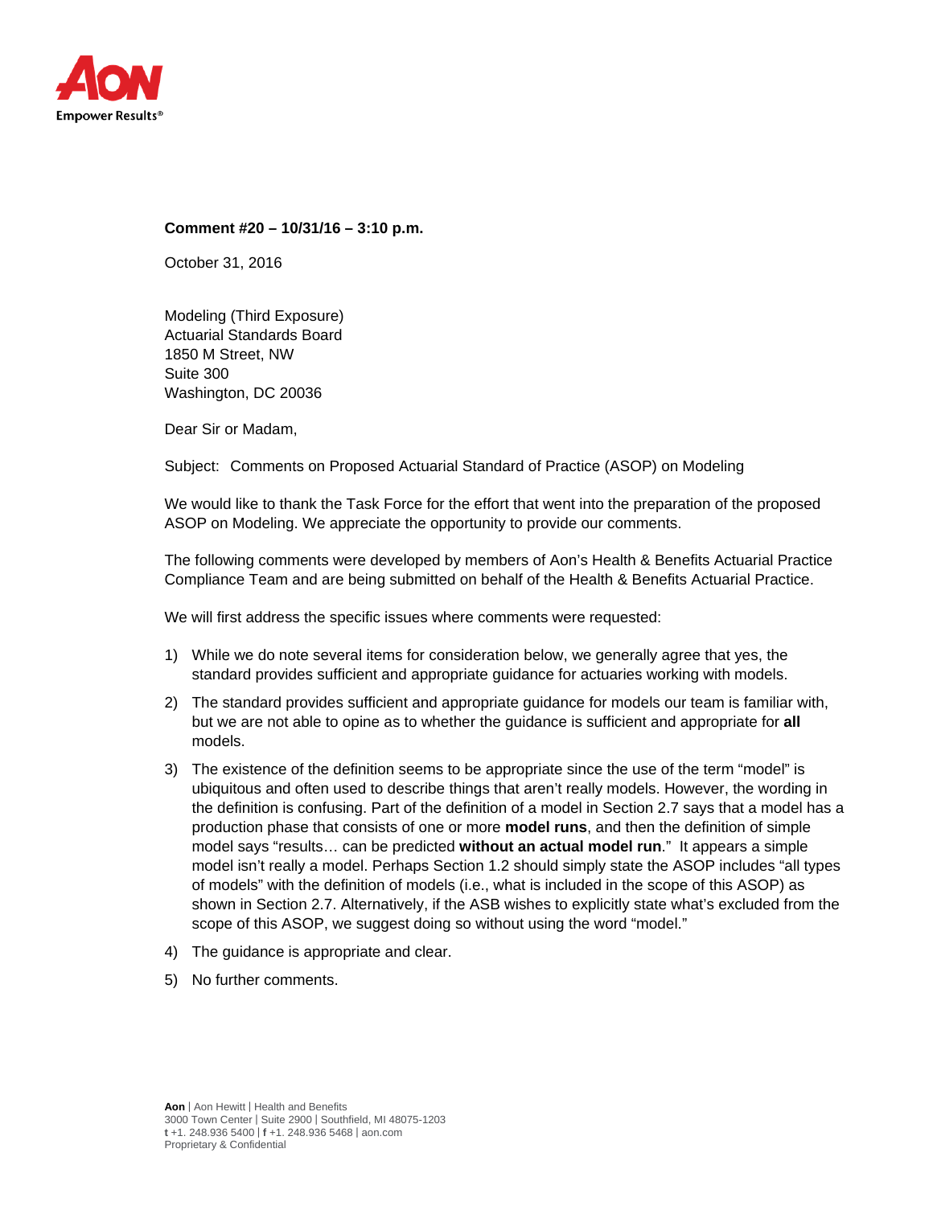**Comment #20 – 10/31/16 – 3:10 p.m.**

October 31, 2016

Modeling (Third Exposure)
Actuarial Standards Board
1850 M Street, NW
Suite 300
Washington, DC 20036

Dear Sir or Madam,

Subject: Comments on Proposed Actuarial Standard of Practice (ASOP) on Modeling

We would like to thank the Task Force for the effort that went into the preparation of the proposed ASOP on Modeling. We appreciate the opportunity to provide our comments.

The following comments were developed by members of Aon's Health & Benefits Actuarial Practice Compliance Team and are being submitted on behalf of the Health & Benefits Actuarial Practice.

We will first address the specific issues where comments were requested:

1) While we do note several items for consideration below, we generally agree that yes, the standard provides sufficient and appropriate guidance for actuaries working with models.
2) The standard provides sufficient and appropriate guidance for models our team is familiar with, but we are not able to opine as to whether the guidance is sufficient and appropriate for **all** models.
3) The existence of the definition seems to be appropriate since the use of the term "model" is ubiquitous and often used to describe things that aren't really models. However, the wording in the definition is confusing. Part of the definition of a model in Section 2.7 says that a model has a production phase that consists of one or more **model runs**, and then the definition of simple model says "results… can be predicted **without an actual model run**." It appears a simple model isn't really a model. Perhaps Section 1.2 should simply state the ASOP includes "all types of models" with the definition of models (i.e., what is included in the scope of this ASOP) as shown in Section 2.7. Alternatively, if the ASB wishes to explicitly state what's excluded from the scope of this ASOP, we suggest doing so without using the word "model."
4) The guidance is appropriate and clear.
5) No further comments.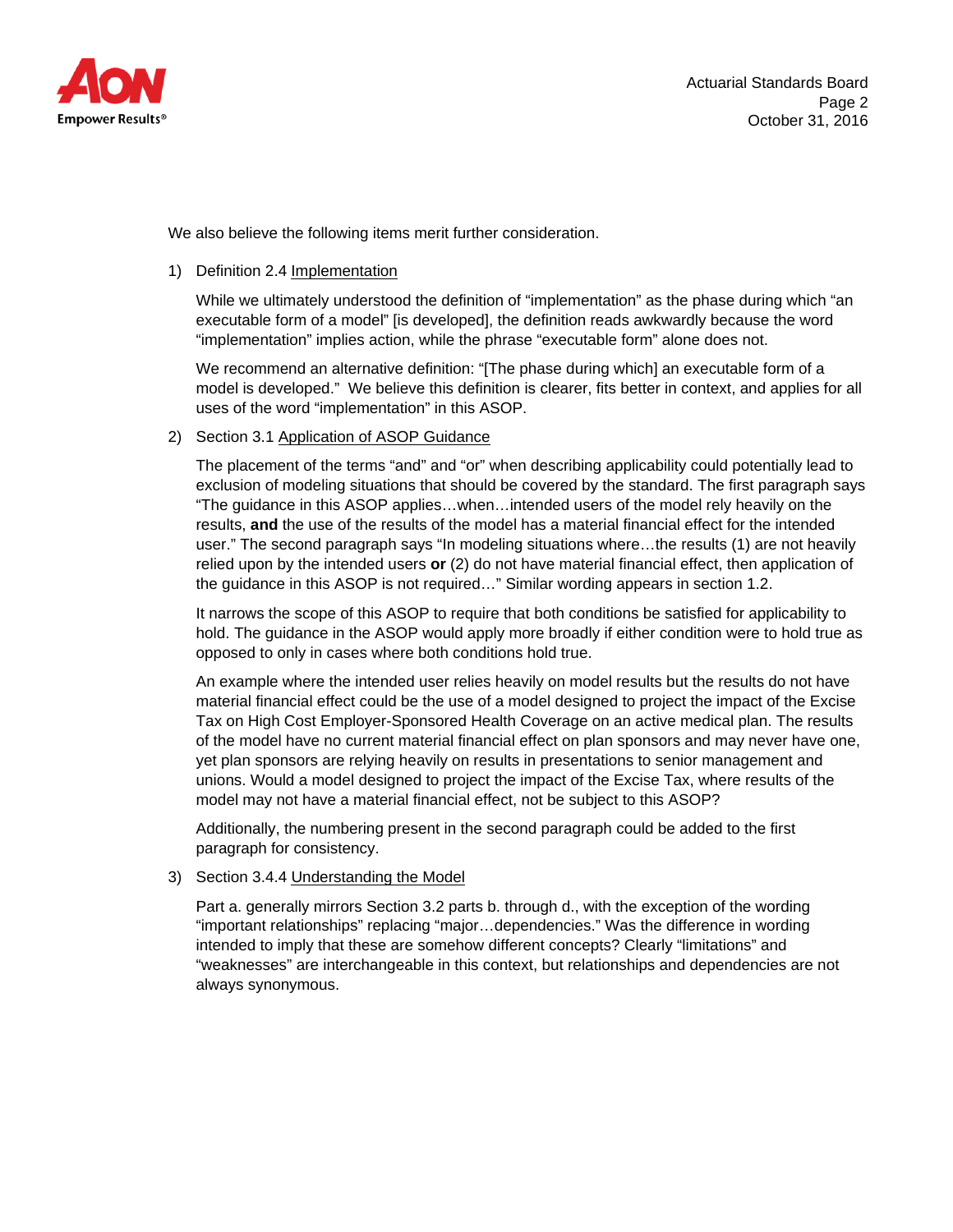We also believe the following items merit further consideration.

1) Definition 2.4 Implementation

   While we ultimately understood the definition of "implementation" as the phase during which "an executable form of a model" [is developed], the definition reads awkwardly because the word "implementation" implies action, while the phrase "executable form" alone does not.

   We recommend an alternative definition: "[The phase during which] an executable form of a model is developed." We believe this definition is clearer, fits better in context, and applies for all uses of the word "implementation" in this ASOP.

2) Section 3.1 Application of ASOP Guidance

   The placement of the terms "and" and "or" when describing applicability could potentially lead to exclusion of modeling situations that should be covered by the standard. The first paragraph says "The guidance in this ASOP applies…when…intended users of the model rely heavily on the results, **and** the use of the results of the model has a material financial effect for the intended user." The second paragraph says "In modeling situations where…the results (1) are not heavily relied upon by the intended users **or** (2) do not have material financial effect, then application of the guidance in this ASOP is not required…" Similar wording appears in section 1.2.

   It narrows the scope of this ASOP to require that both conditions be satisfied for applicability to hold. The guidance in the ASOP would apply more broadly if either condition were to hold true as opposed to only in cases where both conditions hold true.

   An example where the intended user relies heavily on model results but the results do not have material financial effect could be the use of a model designed to project the impact of the Excise Tax on High Cost Employer-Sponsored Health Coverage on an active medical plan. The results of the model have no current material financial effect on plan sponsors and may never have one, yet plan sponsors are relying heavily on results in presentations to senior management and unions. Would a model designed to project the impact of the Excise Tax, where results of the model may not have a material financial effect, not be subject to this ASOP?

   Additionally, the numbering present in the second paragraph could be added to the first paragraph for consistency.

3) Section 3.4.4 Understanding the Model

   Part a. generally mirrors Section 3.2 parts b. through d., with the exception of the wording "important relationships" replacing "major…dependencies." Was the difference in wording intended to imply that these are somehow different concepts? Clearly "limitations" and "weaknesses" are interchangeable in this context, but relationships and dependencies are not always synonymous.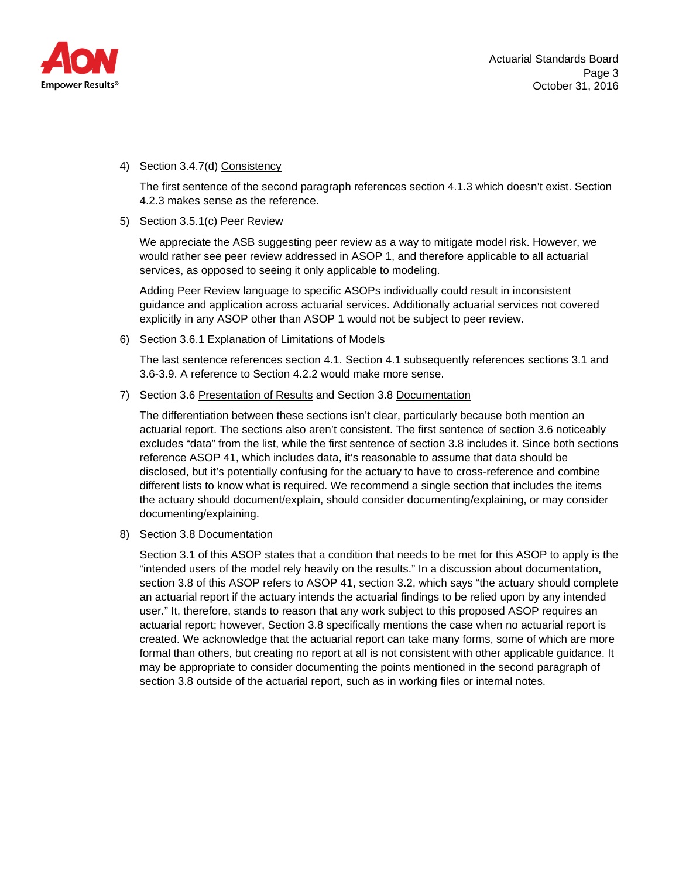4) Section 3.4.7(d) Consistency

   The first sentence of the second paragraph references section 4.1.3 which doesn't exist. Section 4.2.3 makes sense as the reference.

5) Section 3.5.1(c) Peer Review

   We appreciate the ASB suggesting peer review as a way to mitigate model risk. However, we would rather see peer review addressed in ASOP 1, and therefore applicable to all actuarial services, as opposed to seeing it only applicable to modeling.

   Adding Peer Review language to specific ASOPs individually could result in inconsistent guidance and application across actuarial services. Additionally actuarial services not covered explicitly in any ASOP other than ASOP 1 would not be subject to peer review.

6) Section 3.6.1 Explanation of Limitations of Models

   The last sentence references section 4.1. Section 4.1 subsequently references sections 3.1 and 3.6-3.9. A reference to Section 4.2.2 would make more sense.

7) Section 3.6 Presentation of Results and Section 3.8 Documentation

   The differentiation between these sections isn't clear, particularly because both mention an actuarial report. The sections also aren't consistent. The first sentence of section 3.6 noticeably excludes "data" from the list, while the first sentence of section 3.8 includes it. Since both sections reference ASOP 41, which includes data, it's reasonable to assume that data should be disclosed, but it's potentially confusing for the actuary to have to cross-reference and combine different lists to know what is required. We recommend a single section that includes the items the actuary should document/explain, should consider documenting/explaining, or may consider documenting/explaining.

8) Section 3.8 Documentation

   Section 3.1 of this ASOP states that a condition that needs to be met for this ASOP to apply is the "intended users of the model rely heavily on the results." In a discussion about documentation, section 3.8 of this ASOP refers to ASOP 41, section 3.2, which says "the actuary should complete an actuarial report if the actuary intends the actuarial findings to be relied upon by any intended user." It, therefore, stands to reason that any work subject to this proposed ASOP requires an actuarial report; however, Section 3.8 specifically mentions the case when no actuarial report is created. We acknowledge that the actuarial report can take many forms, some of which are more formal than others, but creating no report at all is not consistent with other applicable guidance. It may be appropriate to consider documenting the points mentioned in the second paragraph of section 3.8 outside of the actuarial report, such as in working files or internal notes.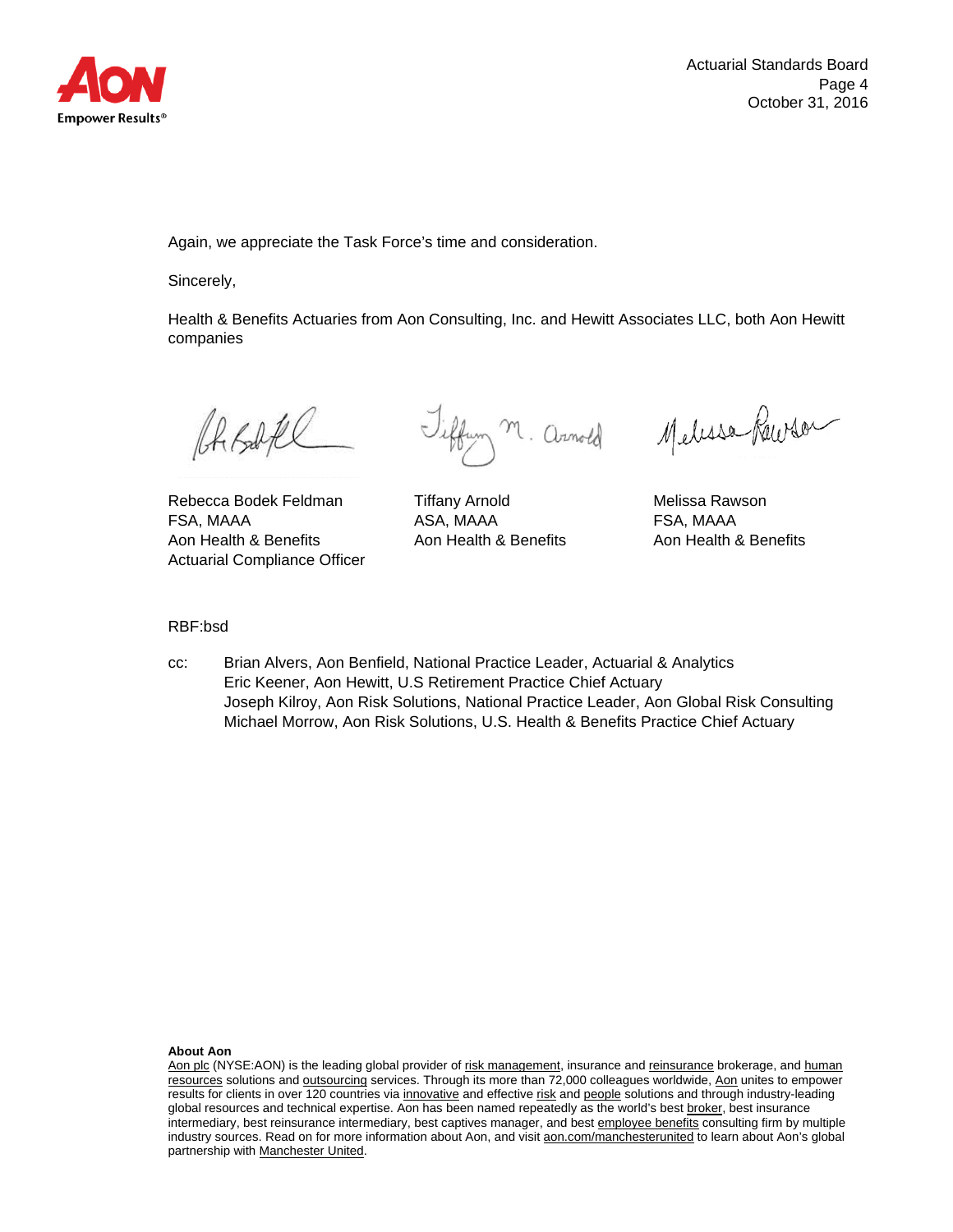Again, we appreciate the Task Force's time and consideration.

Sincerely,

Health & Benefits Actuaries from Aon Consulting, Inc. and Hewitt Associates LLC, both Aon Hewitt companies

| | | |
|---|---|---|
| Rebecca Bodek Feldman<br>FSA, MAAA<br>Aon Health & Benefits<br>Actuarial Compliance Officer | Tiffany Arnold<br>ASA, MAAA<br>Aon Health & Benefits | Melissa Rawson<br>FSA, MAAA<br>Aon Health & Benefits |

RBF:bsd

cc: Brian Alvers, Aon Benfield, National Practice Leader, Actuarial & Analytics
Eric Keener, Aon Hewitt, U.S Retirement Practice Chief Actuary
Joseph Kilroy, Aon Risk Solutions, National Practice Leader, Aon Global Risk Consulting
Michael Morrow, Aon Risk Solutions, U.S. Health & Benefits Practice Chief Actuary

**About Aon**
Aon plc (NYSE:AON) is the leading global provider of risk management, insurance and reinsurance brokerage, and human resources solutions and outsourcing services. Through its more than 72,000 colleagues worldwide, Aon unites to empower results for clients in over 120 countries via innovative and effective risk and people solutions and through industry-leading global resources and technical expertise. Aon has been named repeatedly as the world's best broker, best insurance intermediary, best reinsurance intermediary, best captives manager, and best employee benefits consulting firm by multiple industry sources. Read on for more information about Aon, and visit aon.com/manchesterunited to learn about Aon's global partnership with Manchester United.